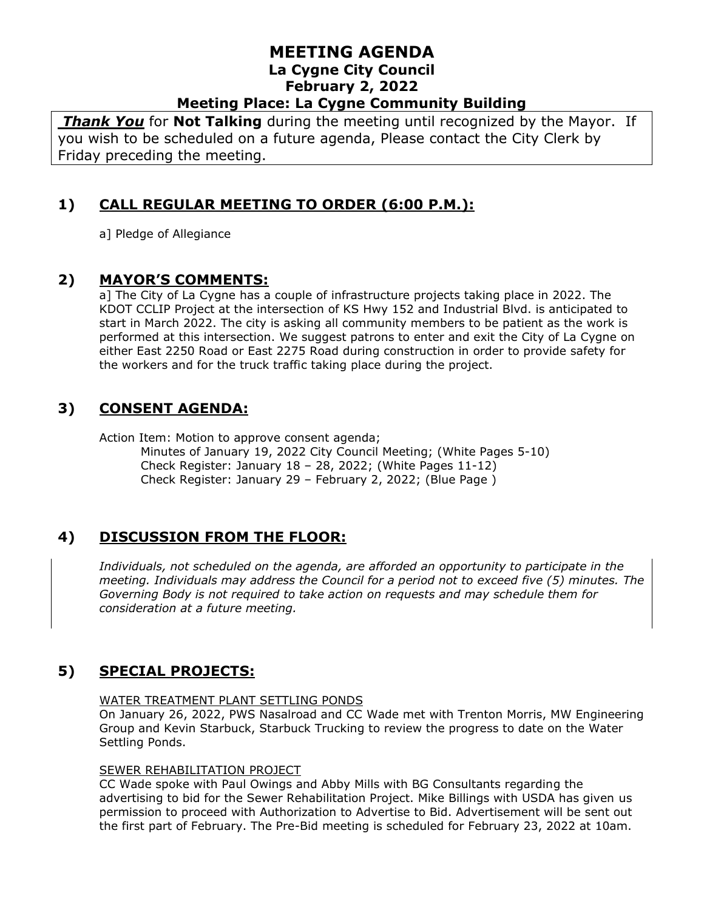# MEETING AGENDA
## La Cygne City Council
## February 2, 2022
## Meeting Place: La Cygne Community Building

***Thank You*** for **Not Talking** during the meeting until recognized by the Mayor. If you wish to be scheduled on a future agenda, Please contact the City Clerk by Friday preceding the meeting.

## 1) CALL REGULAR MEETING TO ORDER (6:00 P.M.):

a] Pledge of Allegiance

## 2) MAYOR'S COMMENTS:

a] The City of La Cygne has a couple of infrastructure projects taking place in 2022. The KDOT CCLIP Project at the intersection of KS Hwy 152 and Industrial Blvd. is anticipated to start in March 2022. The city is asking all community members to be patient as the work is performed at this intersection. We suggest patrons to enter and exit the City of La Cygne on either East 2250 Road or East 2275 Road during construction in order to provide safety for the workers and for the truck traffic taking place during the project.

## 3) CONSENT AGENDA:

Action Item: Motion to approve consent agenda;
- Minutes of January 19, 2022 City Council Meeting; (White Pages 5-10)
- Check Register: January 18 – 28, 2022; (White Pages 11-12)
- Check Register: January 29 – February 2, 2022; (Blue Page )

## 4) DISCUSSION FROM THE FLOOR:

*Individuals, not scheduled on the agenda, are afforded an opportunity to participate in the meeting. Individuals may address the Council for a period not to exceed five (5) minutes. The Governing Body is not required to take action on requests and may schedule them for consideration at a future meeting.*

## 5) SPECIAL PROJECTS:

WATER TREATMENT PLANT SETTLING PONDS

On January 26, 2022, PWS Nasalroad and CC Wade met with Trenton Morris, MW Engineering Group and Kevin Starbuck, Starbuck Trucking to review the progress to date on the Water Settling Ponds.

SEWER REHABILITATION PROJECT

CC Wade spoke with Paul Owings and Abby Mills with BG Consultants regarding the advertising to bid for the Sewer Rehabilitation Project. Mike Billings with USDA has given us permission to proceed with Authorization to Advertise to Bid. Advertisement will be sent out the first part of February. The Pre-Bid meeting is scheduled for February 23, 2022 at 10am.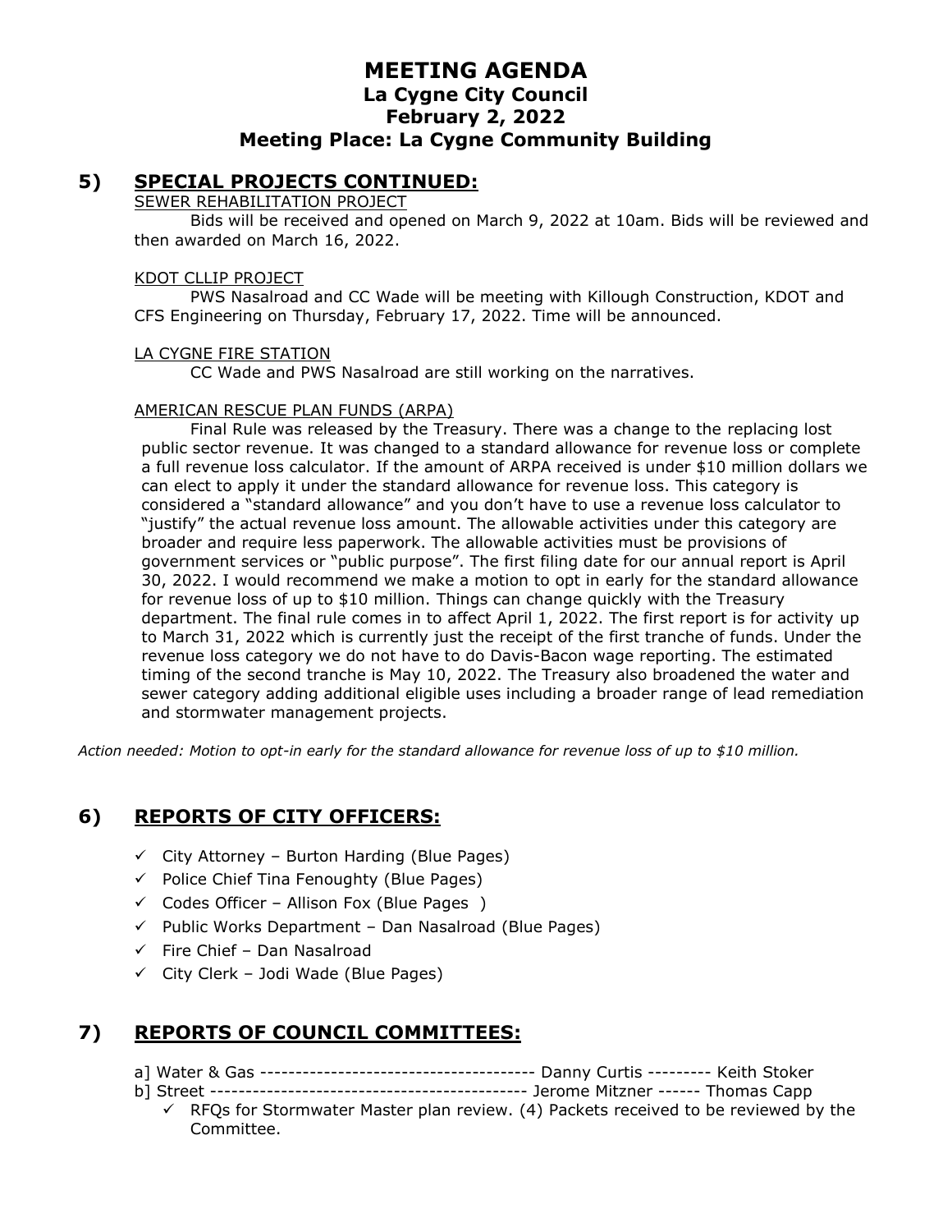# MEETING AGENDA
## La Cygne City Council
## February 2, 2022
## Meeting Place: La Cygne Community Building

## 5) SPECIAL PROJECTS CONTINUED:

SEWER REHABILITATION PROJECT

Bids will be received and opened on March 9, 2022 at 10am. Bids will be reviewed and then awarded on March 16, 2022.

KDOT CLLIP PROJECT

PWS Nasalroad and CC Wade will be meeting with Killough Construction, KDOT and CFS Engineering on Thursday, February 17, 2022. Time will be announced.

LA CYGNE FIRE STATION

CC Wade and PWS Nasalroad are still working on the narratives.

AMERICAN RESCUE PLAN FUNDS (ARPA)

Final Rule was released by the Treasury. There was a change to the replacing lost public sector revenue. It was changed to a standard allowance for revenue loss or complete a full revenue loss calculator. If the amount of ARPA received is under $10 million dollars we can elect to apply it under the standard allowance for revenue loss. This category is considered a "standard allowance" and you don't have to use a revenue loss calculator to "justify" the actual revenue loss amount. The allowable activities under this category are broader and require less paperwork. The allowable activities must be provisions of government services or "public purpose". The first filing date for our annual report is April 30, 2022. I would recommend we make a motion to opt in early for the standard allowance for revenue loss of up to $10 million. Things can change quickly with the Treasury department. The final rule comes in to affect April 1, 2022. The first report is for activity up to March 31, 2022 which is currently just the receipt of the first tranche of funds. Under the revenue loss category we do not have to do Davis-Bacon wage reporting. The estimated timing of the second tranche is May 10, 2022. The Treasury also broadened the water and sewer category adding additional eligible uses including a broader range of lead remediation and stormwater management projects.

*Action needed: Motion to opt-in early for the standard allowance for revenue loss of up to $10 million.*

## 6) REPORTS OF CITY OFFICERS:

- ✓ City Attorney – Burton Harding (Blue Pages)
- ✓ Police Chief Tina Fenoughty (Blue Pages)
- ✓ Codes Officer – Allison Fox (Blue Pages )
- ✓ Public Works Department – Dan Nasalroad (Blue Pages)
- ✓ Fire Chief – Dan Nasalroad
- ✓ City Clerk – Jodi Wade (Blue Pages)

## 7) REPORTS OF COUNCIL COMMITTEES:

a] Water & Gas --------------------------------------- Danny Curtis --------- Keith Stoker

b] Street -------------------------------------------- Jerome Mitzner ------ Thomas Capp

- ✓ RFQs for Stormwater Master plan review. (4) Packets received to be reviewed by the Committee.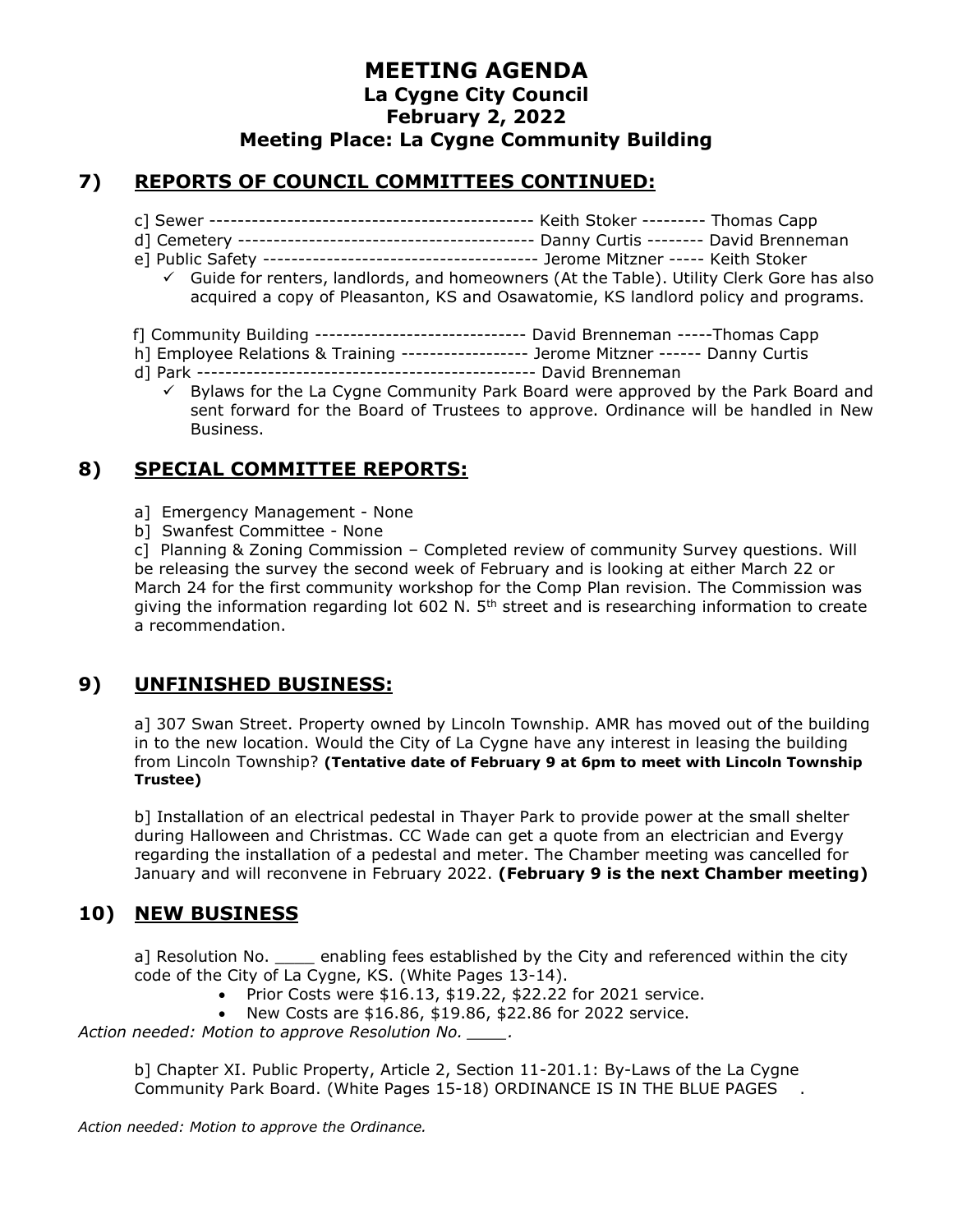# MEETING AGENDA
## La Cygne City Council
## February 2, 2022
## Meeting Place: La Cygne Community Building

## 7) REPORTS OF COUNCIL COMMITTEES CONTINUED:

c] Sewer --------------------------------------------- Keith Stoker --------- Thomas Capp
d] Cemetery ------------------------------------------ Danny Curtis -------- David Brenneman
e] Public Safety --------------------------------------- Jerome Mitzner ----- Keith Stoker

- ✓ Guide for renters, landlords, and homeowners (At the Table). Utility Clerk Gore has also acquired a copy of Pleasanton, KS and Osawatomie, KS landlord policy and programs.

f] Community Building ------------------------------ David Brenneman -----Thomas Capp
h] Employee Relations & Training ------------------ Jerome Mitzner ------ Danny Curtis
d] Park ------------------------------------------------ David Brenneman

- ✓ Bylaws for the La Cygne Community Park Board were approved by the Park Board and sent forward for the Board of Trustees to approve. Ordinance will be handled in New Business.

## 8) SPECIAL COMMITTEE REPORTS:

a] Emergency Management - None
b] Swanfest Committee - None
c] Planning & Zoning Commission – Completed review of community Survey questions. Will be releasing the survey the second week of February and is looking at either March 22 or March 24 for the first community workshop for the Comp Plan revision. The Commission was giving the information regarding lot 602 N. 5th street and is researching information to create a recommendation.

## 9) UNFINISHED BUSINESS:

a] 307 Swan Street. Property owned by Lincoln Township. AMR has moved out of the building in to the new location. Would the City of La Cygne have any interest in leasing the building from Lincoln Township? **(Tentative date of February 9 at 6pm to meet with Lincoln Township Trustee)**

b] Installation of an electrical pedestal in Thayer Park to provide power at the small shelter during Halloween and Christmas. CC Wade can get a quote from an electrician and Evergy regarding the installation of a pedestal and meter. The Chamber meeting was cancelled for January and will reconvene in February 2022. **(February 9 is the next Chamber meeting)**

## 10) NEW BUSINESS

a] Resolution No. ____ enabling fees established by the City and referenced within the city code of the City of La Cygne, KS. (White Pages 13-14).

- Prior Costs were $16.13, $19.22, $22.22 for 2021 service.
- New Costs are $16.86, $19.86, $22.86 for 2022 service.

*Action needed: Motion to approve Resolution No. ____.*

b] Chapter XI. Public Property, Article 2, Section 11-201.1: By-Laws of the La Cygne Community Park Board. (White Pages 15-18) ORDINANCE IS IN THE BLUE PAGES .

*Action needed: Motion to approve the Ordinance.*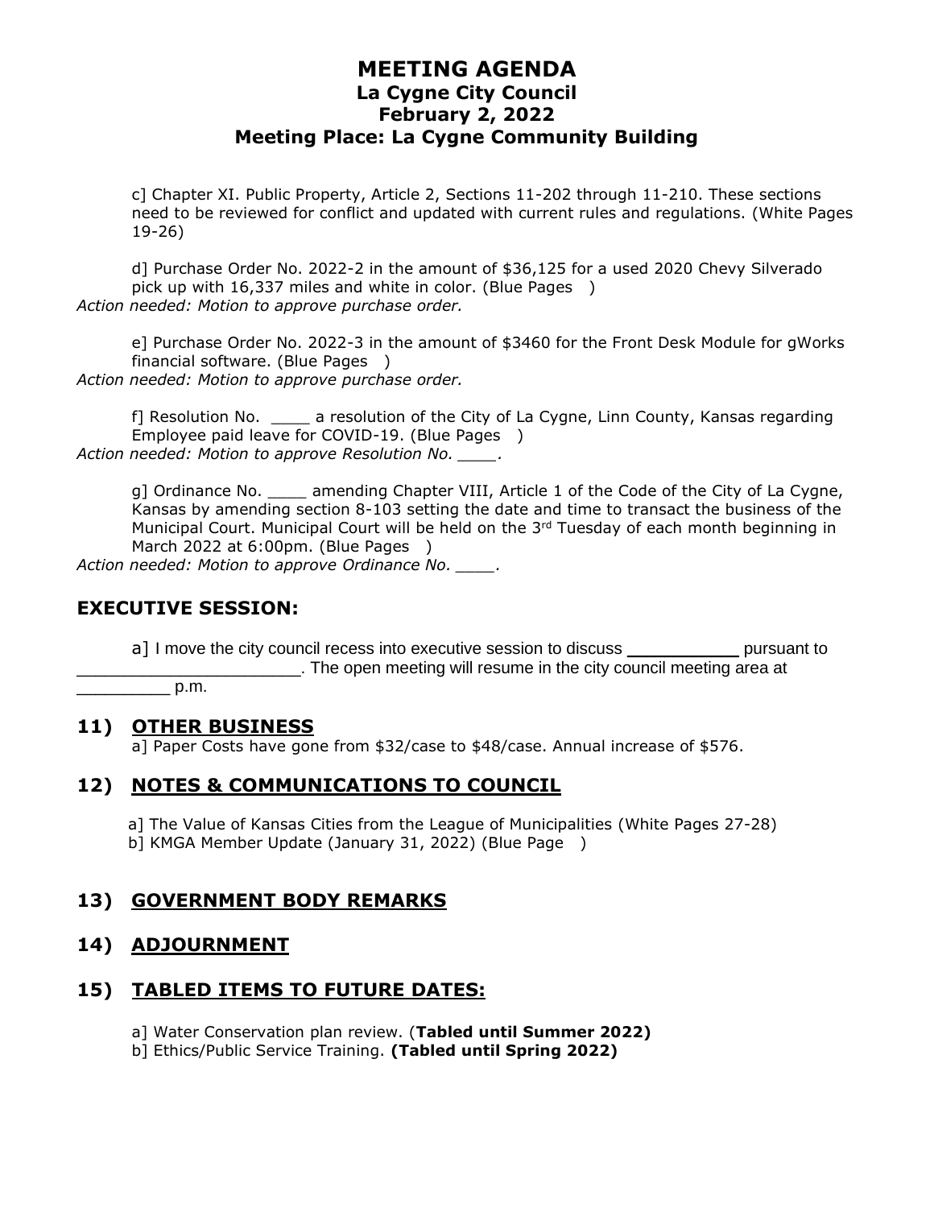# MEETING AGENDA
## La Cygne City Council
## February 2, 2022
## Meeting Place: La Cygne Community Building

c] Chapter XI. Public Property, Article 2, Sections 11-202 through 11-210. These sections need to be reviewed for conflict and updated with current rules and regulations. (White Pages 19-26)

d] Purchase Order No. 2022-2 in the amount of $36,125 for a used 2020 Chevy Silverado pick up with 16,337 miles and white in color. (Blue Pages )
*Action needed: Motion to approve purchase order.*

e] Purchase Order No. 2022-3 in the amount of $3460 for the Front Desk Module for gWorks financial software. (Blue Pages )
*Action needed: Motion to approve purchase order.*

f] Resolution No. ____ a resolution of the City of La Cygne, Linn County, Kansas regarding Employee paid leave for COVID-19. (Blue Pages )
*Action needed: Motion to approve Resolution No. ____.*

g] Ordinance No. ____ amending Chapter VIII, Article 1 of the Code of the City of La Cygne, Kansas by amending section 8-103 setting the date and time to transact the business of the Municipal Court. Municipal Court will be held on the 3rd Tuesday of each month beginning in March 2022 at 6:00pm. (Blue Pages )
*Action needed: Motion to approve Ordinance No. ____.*

## EXECUTIVE SESSION:

a] I move the city council recess into executive session to discuss ___________ pursuant to _______________________. The open meeting will resume in the city council meeting area at _________ p.m.

## 11) OTHER BUSINESS

a] Paper Costs have gone from $32/case to $48/case. Annual increase of $576.

## 12) NOTES & COMMUNICATIONS TO COUNCIL

a] The Value of Kansas Cities from the League of Municipalities (White Pages 27-28)
b] KMGA Member Update (January 31, 2022) (Blue Page )

## 13) GOVERNMENT BODY REMARKS

## 14) ADJOURNMENT

## 15) TABLED ITEMS TO FUTURE DATES:

a] Water Conservation plan review. (**Tabled until Summer 2022)**
b] Ethics/Public Service Training. **(Tabled until Spring 2022)**